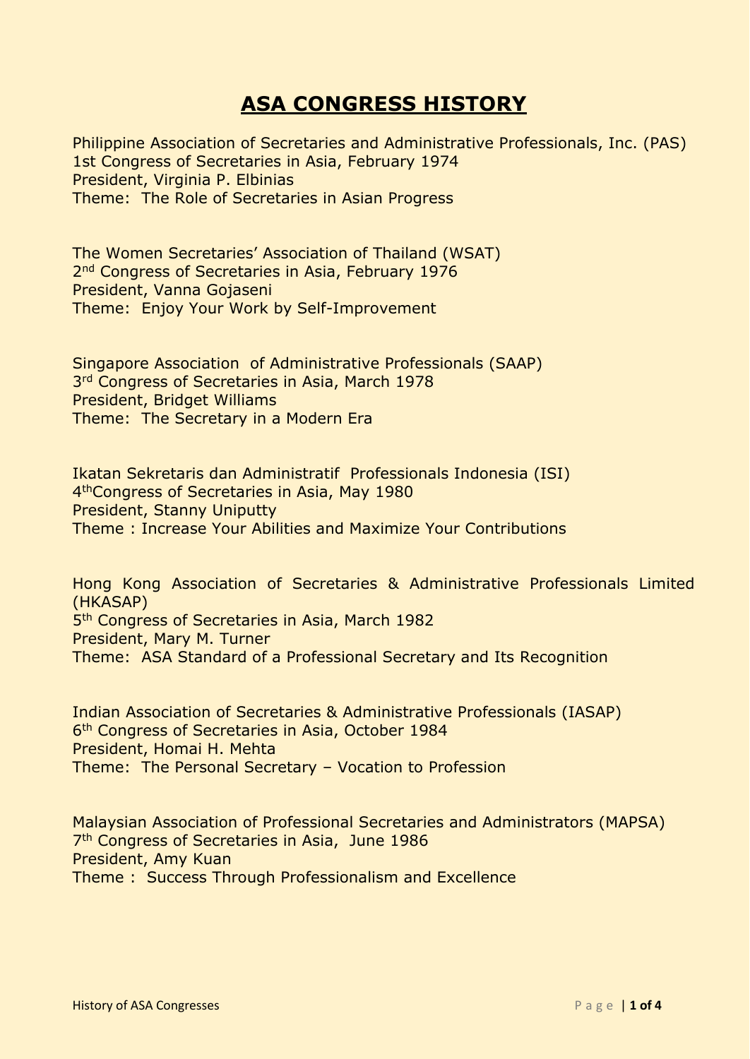# ASA CONGRESS HISTORY

Philippine Association of Secretaries and Administrative Professionals, Inc. (PAS)
1st Congress of Secretaries in Asia, February 1974
President, Virginia P. Elbinias
Theme: The Role of Secretaries in Asian Progress

The Women Secretaries' Association of Thailand (WSAT)
2nd Congress of Secretaries in Asia, February 1976
President, Vanna Gojaseni
Theme: Enjoy Your Work by Self-Improvement

Singapore Association of Administrative Professionals (SAAP)
3rd Congress of Secretaries in Asia, March 1978
President, Bridget Williams
Theme: The Secretary in a Modern Era

Ikatan Sekretaris dan Administratif Professionals Indonesia (ISI)
4thCongress of Secretaries in Asia, May 1980
President, Stanny Uniputty
Theme : Increase Your Abilities and Maximize Your Contributions

Hong Kong Association of Secretaries & Administrative Professionals Limited (HKASAP)
5th Congress of Secretaries in Asia, March 1982
President, Mary M. Turner
Theme: ASA Standard of a Professional Secretary and Its Recognition

Indian Association of Secretaries & Administrative Professionals (IASAP)
6th Congress of Secretaries in Asia, October 1984
President, Homai H. Mehta
Theme: The Personal Secretary – Vocation to Profession

Malaysian Association of Professional Secretaries and Administrators (MAPSA)
7th Congress of Secretaries in Asia, June 1986
President, Amy Kuan
Theme : Success Through Professionalism and Excellence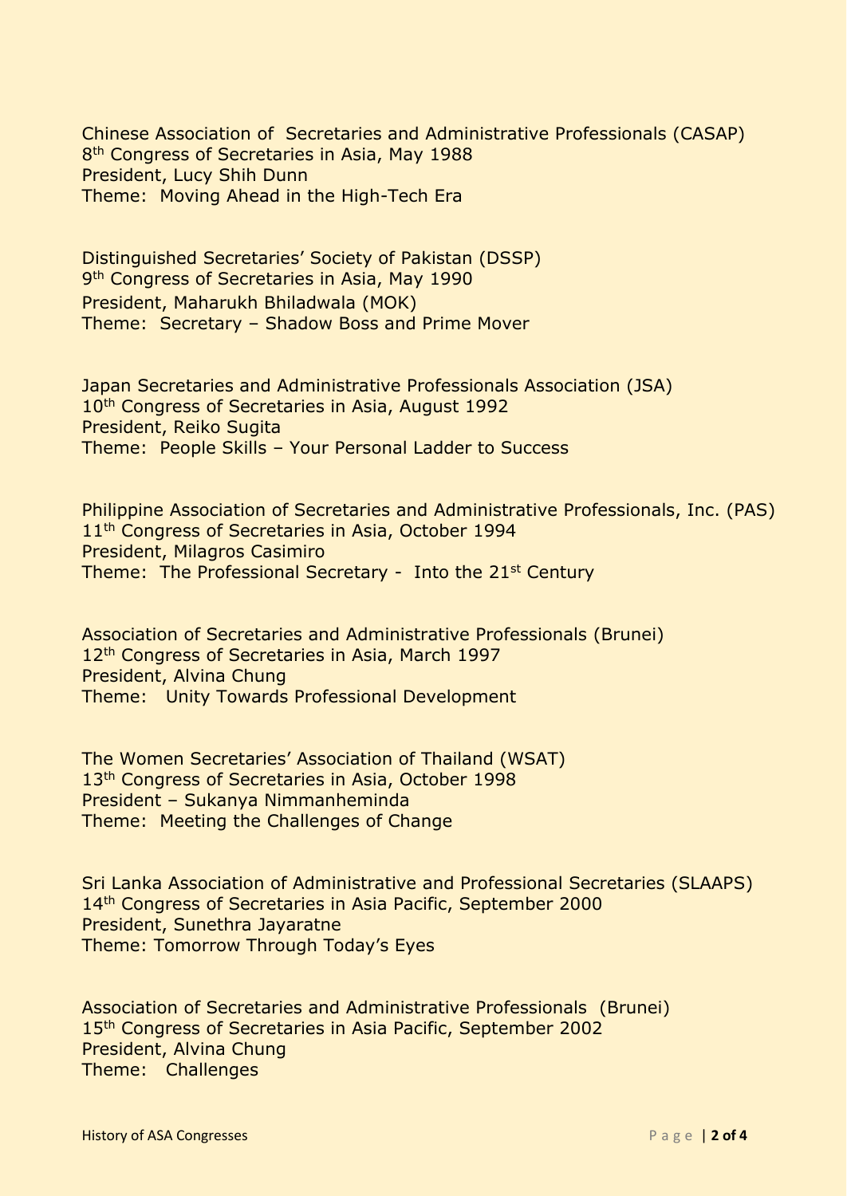Chinese Association of Secretaries and Administrative Professionals (CASAP)
8th Congress of Secretaries in Asia, May 1988
President, Lucy Shih Dunn
Theme: Moving Ahead in the High-Tech Era

Distinguished Secretaries' Society of Pakistan (DSSP)
9th Congress of Secretaries in Asia, May 1990
President, Maharukh Bhiladwala (MOK)
Theme: Secretary – Shadow Boss and Prime Mover

Japan Secretaries and Administrative Professionals Association (JSA)
10th Congress of Secretaries in Asia, August 1992
President, Reiko Sugita
Theme: People Skills – Your Personal Ladder to Success

Philippine Association of Secretaries and Administrative Professionals, Inc. (PAS)
11th Congress of Secretaries in Asia, October 1994
President, Milagros Casimiro
Theme: The Professional Secretary - Into the 21st Century

Association of Secretaries and Administrative Professionals (Brunei)
12th Congress of Secretaries in Asia, March 1997
President, Alvina Chung
Theme: Unity Towards Professional Development

The Women Secretaries' Association of Thailand (WSAT)
13th Congress of Secretaries in Asia, October 1998
President – Sukanya Nimmanheminda
Theme: Meeting the Challenges of Change

Sri Lanka Association of Administrative and Professional Secretaries (SLAAPS)
14th Congress of Secretaries in Asia Pacific, September 2000
President, Sunethra Jayaratne
Theme: Tomorrow Through Today's Eyes

Association of Secretaries and Administrative Professionals (Brunei)
15th Congress of Secretaries in Asia Pacific, September 2002
President, Alvina Chung
Theme: Challenges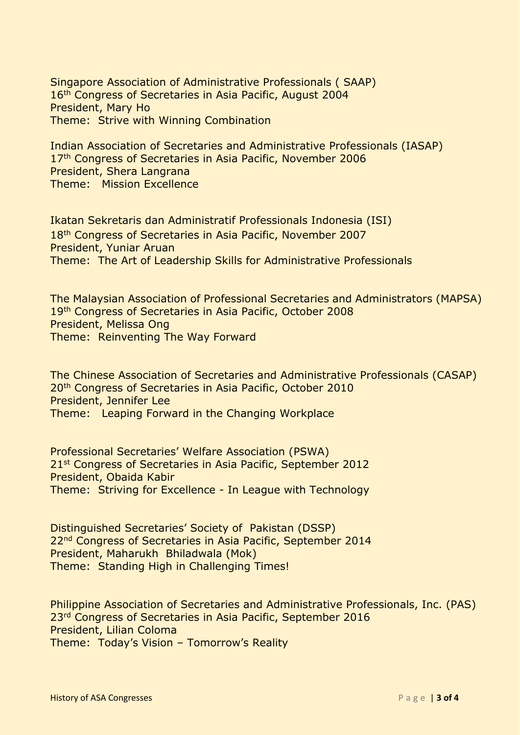Singapore Association of Administrative Professionals ( SAAP)
16th Congress of Secretaries in Asia Pacific, August 2004
President, Mary Ho
Theme: Strive with Winning Combination

Indian Association of Secretaries and Administrative Professionals (IASAP)
17th Congress of Secretaries in Asia Pacific, November 2006
President, Shera Langrana
Theme: Mission Excellence

Ikatan Sekretaris dan Administratif Professionals Indonesia (ISI)
18th Congress of Secretaries in Asia Pacific, November 2007
President, Yuniar Aruan
Theme: The Art of Leadership Skills for Administrative Professionals

The Malaysian Association of Professional Secretaries and Administrators (MAPSA)
19th Congress of Secretaries in Asia Pacific, October 2008
President, Melissa Ong
Theme: Reinventing The Way Forward

The Chinese Association of Secretaries and Administrative Professionals (CASAP)
20th Congress of Secretaries in Asia Pacific, October 2010
President, Jennifer Lee
Theme: Leaping Forward in the Changing Workplace

Professional Secretaries' Welfare Association (PSWA)
21st Congress of Secretaries in Asia Pacific, September 2012
President, Obaida Kabir
Theme: Striving for Excellence - In League with Technology

Distinguished Secretaries' Society of Pakistan (DSSP)
22nd Congress of Secretaries in Asia Pacific, September 2014
President, Maharukh Bhiladwala (Mok)
Theme: Standing High in Challenging Times!

Philippine Association of Secretaries and Administrative Professionals, Inc. (PAS)
23rd Congress of Secretaries in Asia Pacific, September 2016
President, Lilian Coloma
Theme: Today's Vision – Tomorrow's Reality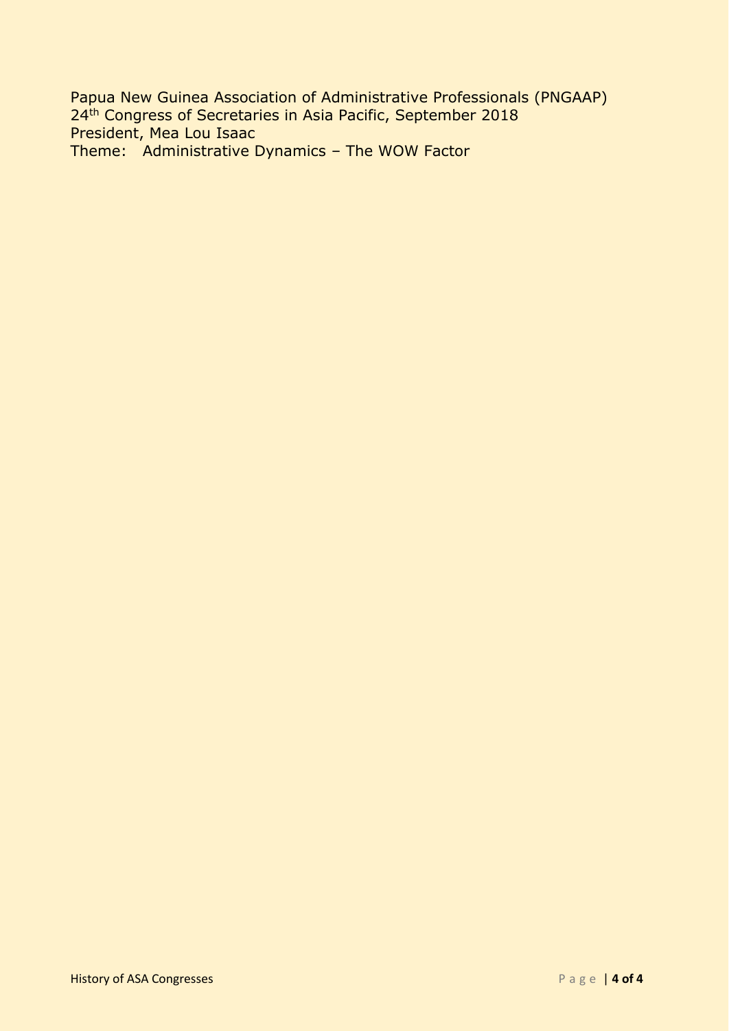Papua New Guinea Association of Administrative Professionals (PNGAAP)
24th Congress of Secretaries in Asia Pacific, September 2018
President, Mea Lou Isaac
Theme: Administrative Dynamics – The WOW Factor